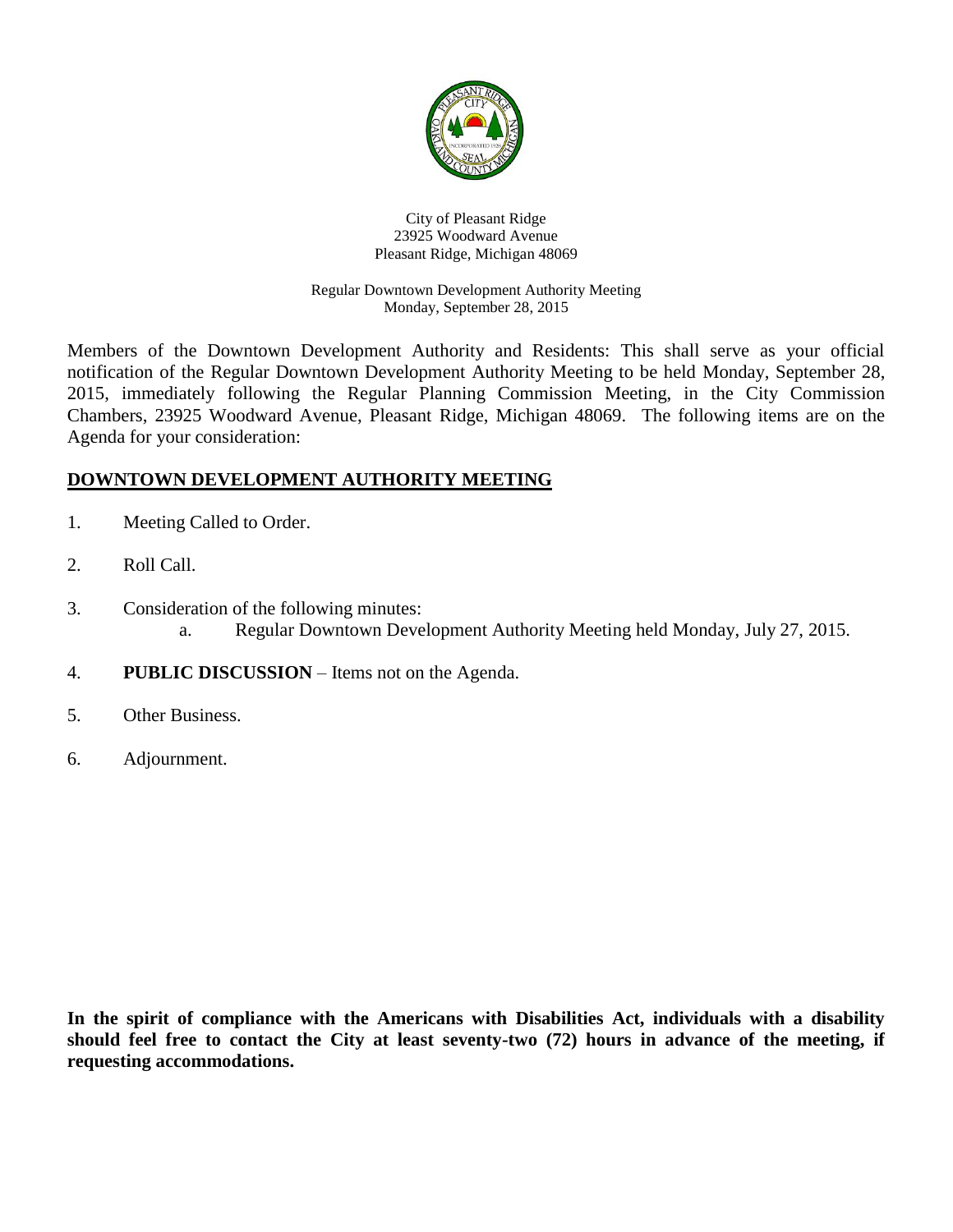City of Pleasant Ridge
23925 Woodward Avenue
Pleasant Ridge, Michigan 48069

Regular Downtown Development Authority Meeting
Monday, September 28, 2015

Members of the Downtown Development Authority and Residents: This shall serve as your official notification of the Regular Downtown Development Authority Meeting to be held Monday, September 28, 2015, immediately following the Regular Planning Commission Meeting, in the City Commission Chambers, 23925 Woodward Avenue, Pleasant Ridge, Michigan 48069. The following items are on the Agenda for your consideration:

## DOWNTOWN DEVELOPMENT AUTHORITY MEETING

1. Meeting Called to Order.
2. Roll Call.
3. Consideration of the following minutes:
   a. Regular Downtown Development Authority Meeting held Monday, July 27, 2015.
4. **PUBLIC DISCUSSION** – Items not on the Agenda.
5. Other Business.
6. Adjournment.

**In the spirit of compliance with the Americans with Disabilities Act, individuals with a disability should feel free to contact the City at least seventy-two (72) hours in advance of the meeting, if requesting accommodations.**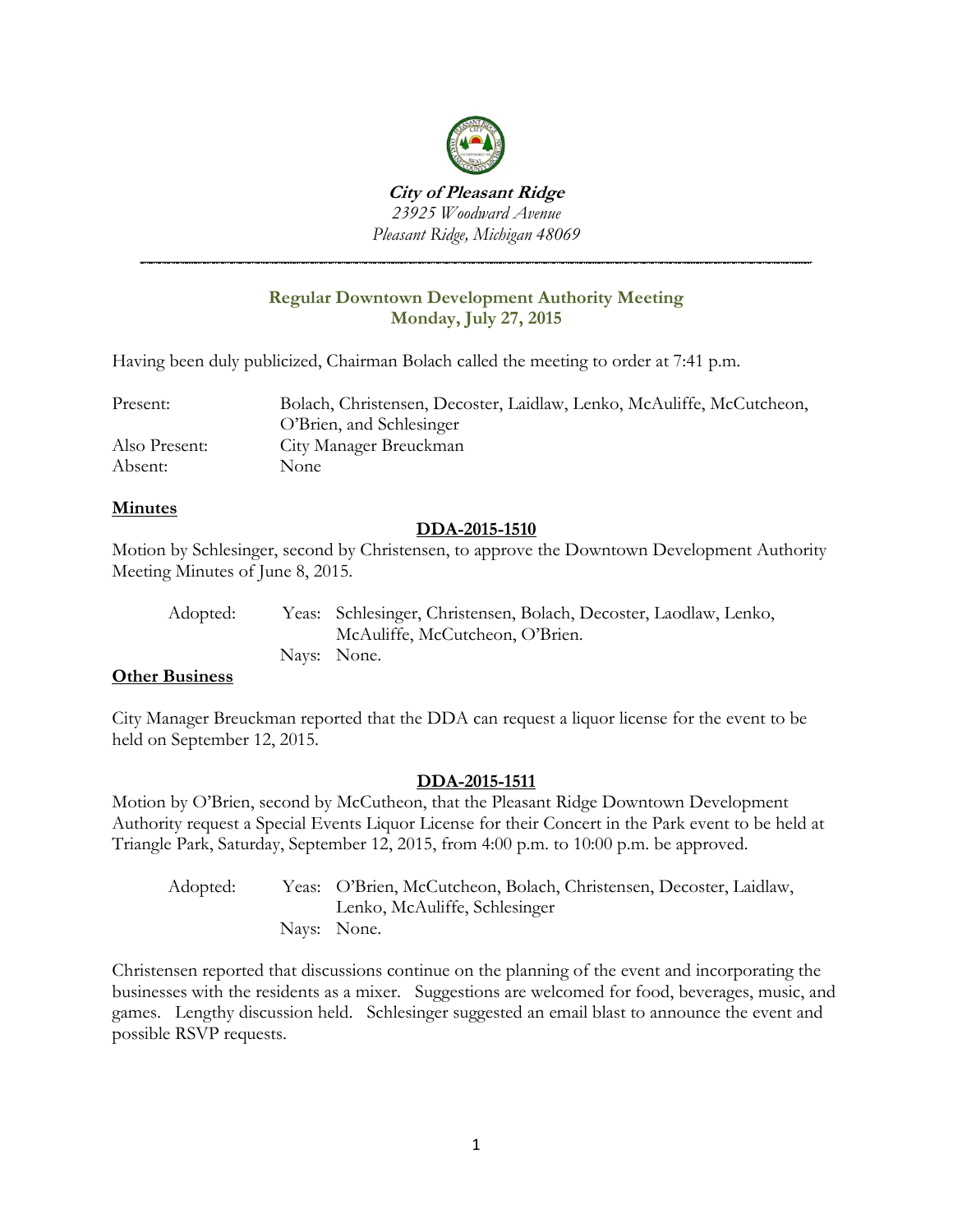**City of Pleasant Ridge**
*23925 Woodward Avenue*
*Pleasant Ridge, Michigan 48069*

---

## Regular Downtown Development Authority Meeting
## Monday, July 27, 2015

Having been duly publicized, Chairman Bolach called the meeting to order at 7:41 p.m.

| | |
|---|---|
| Present: | Bolach, Christensen, Decoster, Laidlaw, Lenko, McAuliffe, McCutcheon, O'Brien, and Schlesinger |
| Also Present: | City Manager Breuckman |
| Absent: | None |

**Minutes**

**DDA-2015-1510**

Motion by Schlesinger, second by Christensen, to approve the Downtown Development Authority Meeting Minutes of June 8, 2015.

Adopted: Yeas: Schlesinger, Christensen, Bolach, Decoster, Laodlaw, Lenko, McAuliffe, McCutcheon, O'Brien.
Nays: None.

**Other Business**

City Manager Breuckman reported that the DDA can request a liquor license for the event to be held on September 12, 2015.

**DDA-2015-1511**

Motion by O'Brien, second by McCutheon, that the Pleasant Ridge Downtown Development Authority request a Special Events Liquor License for their Concert in the Park event to be held at Triangle Park, Saturday, September 12, 2015, from 4:00 p.m. to 10:00 p.m. be approved.

Adopted: Yeas: O'Brien, McCutcheon, Bolach, Christensen, Decoster, Laidlaw, Lenko, McAuliffe, Schlesinger
Nays: None.

Christensen reported that discussions continue on the planning of the event and incorporating the businesses with the residents as a mixer. Suggestions are welcomed for food, beverages, music, and games. Lengthy discussion held. Schlesinger suggested an email blast to announce the event and possible RSVP requests.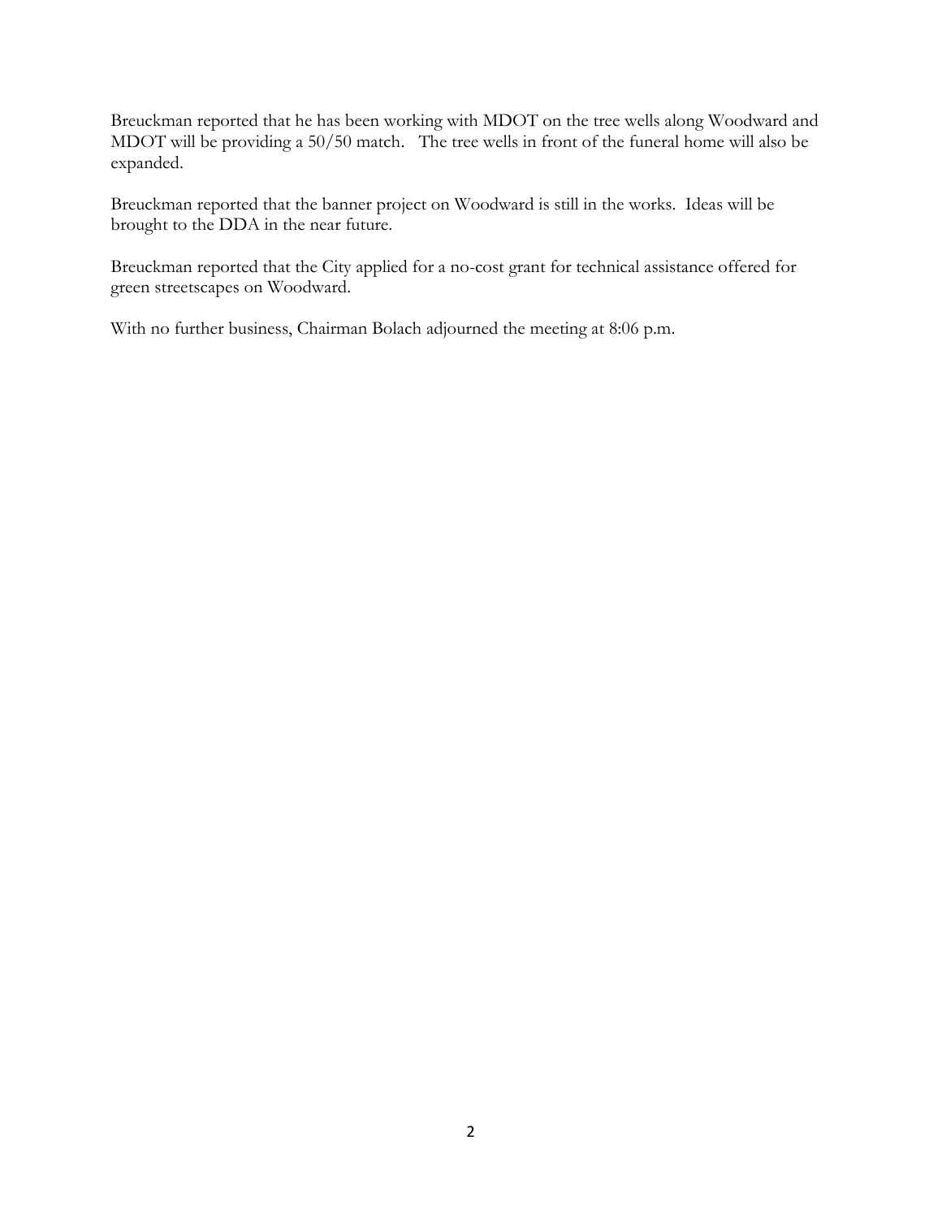Breuckman reported that he has been working with MDOT on the tree wells along Woodward and MDOT will be providing a 50/50 match. The tree wells in front of the funeral home will also be expanded.

Breuckman reported that the banner project on Woodward is still in the works. Ideas will be brought to the DDA in the near future.

Breuckman reported that the City applied for a no-cost grant for technical assistance offered for green streetscapes on Woodward.

With no further business, Chairman Bolach adjourned the meeting at 8:06 p.m.